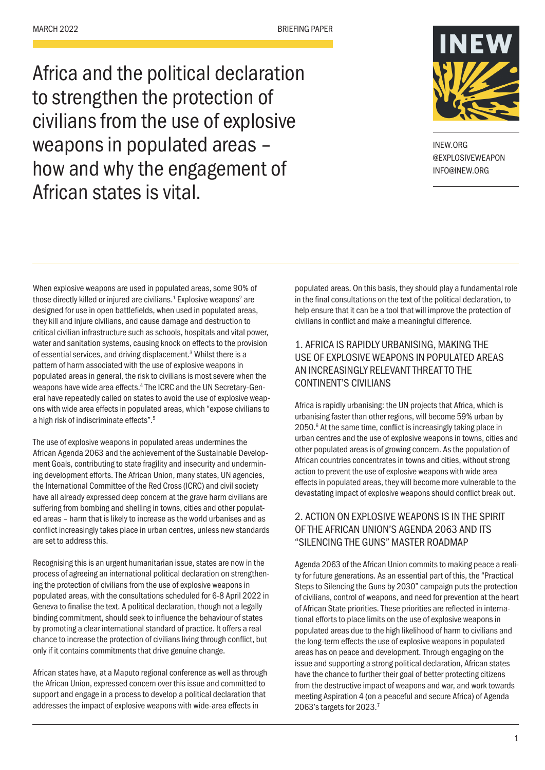# Africa and the political declaration to strengthen the protection of civilians from the use of explosive weapons in populated areas – how and why the engagement of African states is vital.

INEW.ORG
@EXPLOSIVEWEAPON
INFO@INEW.ORG

When explosive weapons are used in populated areas, some 90% of those directly killed or injured are civilians.[1] Explosive weapons[2] are designed for use in open battlefields, when used in populated areas, they kill and injure civilians, and cause damage and destruction to critical civilian infrastructure such as schools, hospitals and vital power, water and sanitation systems, causing knock on effects to the provision of essential services, and driving displacement.[3] Whilst there is a pattern of harm associated with the use of explosive weapons in populated areas in general, the risk to civilians is most severe when the weapons have wide area effects.[4] The ICRC and the UN Secretary-General have repeatedly called on states to avoid the use of explosive weapons with wide area effects in populated areas, which "expose civilians to a high risk of indiscriminate effects".[5]

The use of explosive weapons in populated areas undermines the African Agenda 2063 and the achievement of the Sustainable Development Goals, contributing to state fragility and insecurity and undermining development efforts. The African Union, many states, UN agencies, the International Committee of the Red Cross (ICRC) and civil society have all already expressed deep concern at the grave harm civilians are suffering from bombing and shelling in towns, cities and other populated areas – harm that is likely to increase as the world urbanises and as conflict increasingly takes place in urban centres, unless new standards are set to address this.

Recognising this is an urgent humanitarian issue, states are now in the process of agreeing an international political declaration on strengthening the protection of civilians from the use of explosive weapons in populated areas, with the consultations scheduled for 6-8 April 2022 in Geneva to finalise the text. A political declaration, though not a legally binding commitment, should seek to influence the behaviour of states by promoting a clear international standard of practice. It offers a real chance to increase the protection of civilians living through conflict, but only if it contains commitments that drive genuine change.

African states have, at a Maputo regional conference as well as through the African Union, expressed concern over this issue and committed to support and engage in a process to develop a political declaration that addresses the impact of explosive weapons with wide-area effects in populated areas. On this basis, they should play a fundamental role in the final consultations on the text of the political declaration, to help ensure that it can be a tool that will improve the protection of civilians in conflict and make a meaningful difference.

## 1. AFRICA IS RAPIDLY URBANISING, MAKING THE USE OF EXPLOSIVE WEAPONS IN POPULATED AREAS AN INCREASINGLY RELEVANT THREAT TO THE CONTINENT'S CIVILIANS

Africa is rapidly urbanising: the UN projects that Africa, which is urbanising faster than other regions, will become 59% urban by 2050.[6] At the same time, conflict is increasingly taking place in urban centres and the use of explosive weapons in towns, cities and other populated areas is of growing concern. As the population of African countries concentrates in towns and cities, without strong action to prevent the use of explosive weapons with wide area effects in populated areas, they will become more vulnerable to the devastating impact of explosive weapons should conflict break out.

## 2. ACTION ON EXPLOSIVE WEAPONS IS IN THE SPIRIT OF THE AFRICAN UNION'S AGENDA 2063 AND ITS "SILENCING THE GUNS" MASTER ROADMAP

Agenda 2063 of the African Union commits to making peace a reality for future generations. As an essential part of this, the "Practical Steps to Silencing the Guns by 2030" campaign puts the protection of civilians, control of weapons, and need for prevention at the heart of African State priorities. These priorities are reflected in international efforts to place limits on the use of explosive weapons in populated areas due to the high likelihood of harm to civilians and the long-term effects the use of explosive weapons in populated areas has on peace and development. Through engaging on the issue and supporting a strong political declaration, African states have the chance to further their goal of better protecting citizens from the destructive impact of weapons and war, and work towards meeting Aspiration 4 (on a peaceful and secure Africa) of Agenda 2063's targets for 2023.[7]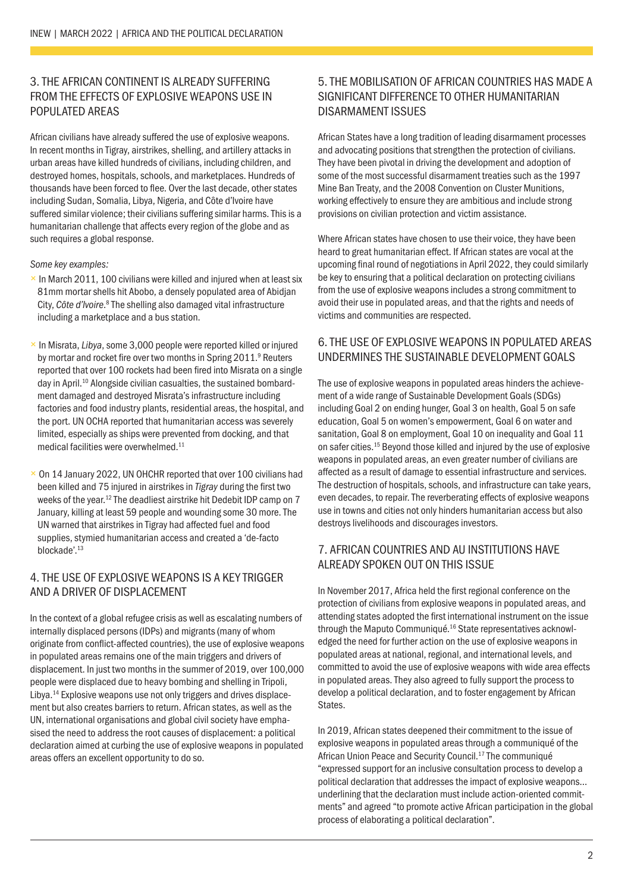## 3. THE AFRICAN CONTINENT IS ALREADY SUFFERING FROM THE EFFECTS OF EXPLOSIVE WEAPONS USE IN POPULATED AREAS

African civilians have already suffered the use of explosive weapons. In recent months in Tigray, airstrikes, shelling, and artillery attacks in urban areas have killed hundreds of civilians, including children, and destroyed homes, hospitals, schools, and marketplaces. Hundreds of thousands have been forced to flee. Over the last decade, other states including Sudan, Somalia, Libya, Nigeria, and Côte d'Ivoire have suffered similar violence; their civilians suffering similar harms. This is a humanitarian challenge that affects every region of the globe and as such requires a global response.

*Some key examples:*

- In March 2011, 100 civilians were killed and injured when at least six 81mm mortar shells hit Abobo, a densely populated area of Abidjan City, *Côte d'Ivoire*.[8] The shelling also damaged vital infrastructure including a marketplace and a bus station.
- In Misrata, *Libya*, some 3,000 people were reported killed or injured by mortar and rocket fire over two months in Spring 2011.[9] Reuters reported that over 100 rockets had been fired into Misrata on a single day in April.[10] Alongside civilian casualties, the sustained bombardment damaged and destroyed Misrata's infrastructure including factories and food industry plants, residential areas, the hospital, and the port. UN OCHA reported that humanitarian access was severely limited, especially as ships were prevented from docking, and that medical facilities were overwhelmed.[11]
- On 14 January 2022, UN OHCHR reported that over 100 civilians had been killed and 75 injured in airstrikes in *Tigray* during the first two weeks of the year.[12] The deadliest airstrike hit Dedebit IDP camp on 7 January, killing at least 59 people and wounding some 30 more. The UN warned that airstrikes in Tigray had affected fuel and food supplies, stymied humanitarian access and created a 'de-facto blockade'.[13]

## 4. THE USE OF EXPLOSIVE WEAPONS IS A KEY TRIGGER AND A DRIVER OF DISPLACEMENT

In the context of a global refugee crisis as well as escalating numbers of internally displaced persons (IDPs) and migrants (many of whom originate from conflict-affected countries), the use of explosive weapons in populated areas remains one of the main triggers and drivers of displacement. In just two months in the summer of 2019, over 100,000 people were displaced due to heavy bombing and shelling in Tripoli, Libya.[14] Explosive weapons use not only triggers and drives displacement but also creates barriers to return. African states, as well as the UN, international organisations and global civil society have emphasised the need to address the root causes of displacement: a political declaration aimed at curbing the use of explosive weapons in populated areas offers an excellent opportunity to do so.

## 5. THE MOBILISATION OF AFRICAN COUNTRIES HAS MADE A SIGNIFICANT DIFFERENCE TO OTHER HUMANITARIAN DISARMAMENT ISSUES

African States have a long tradition of leading disarmament processes and advocating positions that strengthen the protection of civilians. They have been pivotal in driving the development and adoption of some of the most successful disarmament treaties such as the 1997 Mine Ban Treaty, and the 2008 Convention on Cluster Munitions, working effectively to ensure they are ambitious and include strong provisions on civilian protection and victim assistance.

Where African states have chosen to use their voice, they have been heard to great humanitarian effect. If African states are vocal at the upcoming final round of negotiations in April 2022, they could similarly be key to ensuring that a political declaration on protecting civilians from the use of explosive weapons includes a strong commitment to avoid their use in populated areas, and that the rights and needs of victims and communities are respected.

## 6. THE USE OF EXPLOSIVE WEAPONS IN POPULATED AREAS UNDERMINES THE SUSTAINABLE DEVELOPMENT GOALS

The use of explosive weapons in populated areas hinders the achievement of a wide range of Sustainable Development Goals (SDGs) including Goal 2 on ending hunger, Goal 3 on health, Goal 5 on safe education, Goal 5 on women's empowerment, Goal 6 on water and sanitation, Goal 8 on employment, Goal 10 on inequality and Goal 11 on safer cities.[15] Beyond those killed and injured by the use of explosive weapons in populated areas, an even greater number of civilians are affected as a result of damage to essential infrastructure and services. The destruction of hospitals, schools, and infrastructure can take years, even decades, to repair. The reverberating effects of explosive weapons use in towns and cities not only hinders humanitarian access but also destroys livelihoods and discourages investors.

## 7. AFRICAN COUNTRIES AND AU INSTITUTIONS HAVE ALREADY SPOKEN OUT ON THIS ISSUE

In November 2017, Africa held the first regional conference on the protection of civilians from explosive weapons in populated areas, and attending states adopted the first international instrument on the issue through the Maputo Communiqué.[16] State representatives acknowledged the need for further action on the use of explosive weapons in populated areas at national, regional, and international levels, and committed to avoid the use of explosive weapons with wide area effects in populated areas. They also agreed to fully support the process to develop a political declaration, and to foster engagement by African States.

In 2019, African states deepened their commitment to the issue of explosive weapons in populated areas through a communiqué of the African Union Peace and Security Council.[17] The communiqué "expressed support for an inclusive consultation process to develop a political declaration that addresses the impact of explosive weapons... underlining that the declaration must include action-oriented commitments" and agreed "to promote active African participation in the global process of elaborating a political declaration".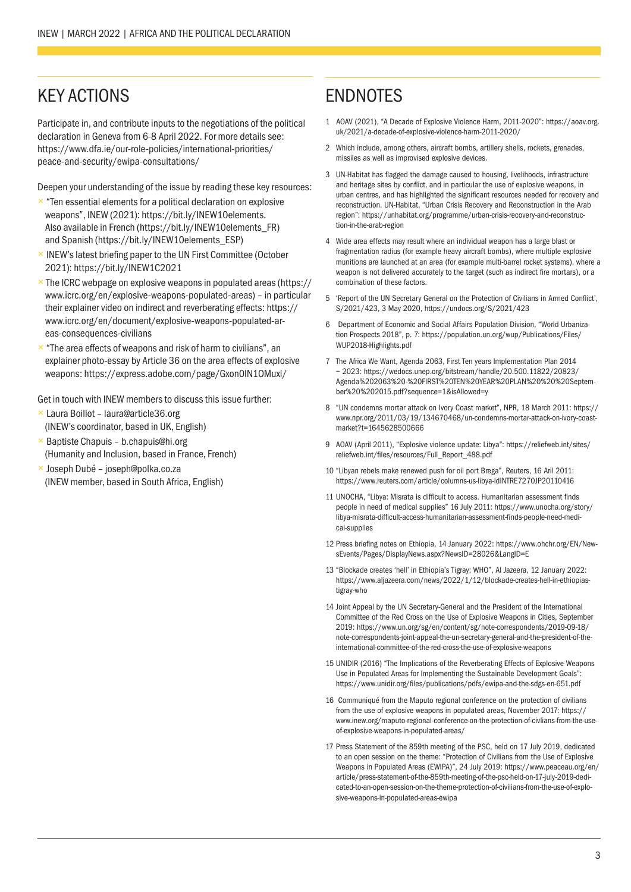## KEY ACTIONS

Participate in, and contribute inputs to the negotiations of the political declaration in Geneva from 6-8 April 2022. For more details see: https://www.dfa.ie/our-role-policies/international-priorities/peace-and-security/ewipa-consultations/

Deepen your understanding of the issue by reading these key resources:

- "Ten essential elements for a political declaration on explosive weapons", INEW (2021): https://bit.ly/INEW10elements. Also available in French (https://bit.ly/INEW10elements_FR) and Spanish (https://bit.ly/INEW10elements_ESP)
- INEW's latest briefing paper to the UN First Committee (October 2021): https://bit.ly/INEW1C2021
- The ICRC webpage on explosive weapons in populated areas (https://www.icrc.org/en/explosive-weapons-populated-areas) – in particular their explainer video on indirect and reverberating effects: https://www.icrc.org/en/document/explosive-weapons-populated-areas-consequences-civilians
- "The area effects of weapons and risk of harm to civilians", an explainer photo-essay by Article 36 on the area effects of explosive weapons: https://express.adobe.com/page/Gxon0IN1OMuxl/

Get in touch with INEW members to discuss this issue further:

- Laura Boillot – laura@article36.org (INEW's coordinator, based in UK, English)
- Baptiste Chapuis – b.chapuis@hi.org (Humanity and Inclusion, based in France, French)
- Joseph Dubé – joseph@polka.co.za (INEW member, based in South Africa, English)

## ENDNOTES

1. AOAV (2021), "A Decade of Explosive Violence Harm, 2011-2020": https://aoav.org.uk/2021/a-decade-of-explosive-violence-harm-2011-2020/
2. Which include, among others, aircraft bombs, artillery shells, rockets, grenades, missiles as well as improvised explosive devices.
3. UN-Habitat has flagged the damage caused to housing, livelihoods, infrastructure and heritage sites by conflict, and in particular the use of explosive weapons, in urban centres, and has highlighted the significant resources needed for recovery and reconstruction. UN-Habitat, "Urban Crisis Recovery and Reconstruction in the Arab region": https://unhabitat.org/programme/urban-crisis-recovery-and-reconstruction-in-the-arab-region
4. Wide area effects may result where an individual weapon has a large blast or fragmentation radius (for example heavy aircraft bombs), where multiple explosive munitions are launched at an area (for example multi-barrel rocket systems), where a weapon is not delivered accurately to the target (such as indirect fire mortars), or a combination of these factors.
5. 'Report of the UN Secretary General on the Protection of Civilians in Armed Conflict', S/2021/423, 3 May 2020, https://undocs.org/S/2021/423
6. Department of Economic and Social Affairs Population Division, "World Urbanization Prospects 2018", p. 7: https://population.un.org/wup/Publications/Files/WUP2018-Highlights.pdf
7. The Africa We Want, Agenda 2063, First Ten years Implementation Plan 2014 – 2023: https://wedocs.unep.org/bitstream/handle/20.500.11822/20823/Agenda%202063%20-%20FIRST%20TEN%20YEAR%20PLAN%20%20September%202015.pdf?sequence=1&isAllowed=y
8. "UN condemns mortar attack on Ivory Coast market", NPR, 18 March 2011: https://www.npr.org/2011/03/19/134670468/un-condemns-mortar-attack-on-ivory-coast-market?t=1645628500666
9. AOAV (April 2011), "Explosive violence update: Libya": https://reliefweb.int/sites/reliefweb.int/files/resources/Full_Report_488.pdf
10. "Libyan rebels make renewed push for oil port Brega", Reuters, 16 Aril 2011: https://www.reuters.com/article/columns-us-libya-idINTRE7270JP20110416
11. UNOCHA, "Libya: Misrata is difficult to access. Humanitarian assessment finds people in need of medical supplies" 16 July 2011: https://www.unocha.org/story/libya-misrata-difficult-access-humanitarian-assessment-finds-people-need-medical-supplies
12. Press briefing notes on Ethiopia, 14 January 2022: https://www.ohchr.org/EN/NewsEvents/Pages/DisplayNews.aspx?NewsID=28026&LangID=E
13. "Blockade creates 'hell' in Ethiopia's Tigray: WHO", Al Jazeera, 12 January 2022: https://www.aljazeera.com/news/2022/1/12/blockade-creates-hell-in-ethiopias-tigray-who
14. Joint Appeal by the UN Secretary-General and the President of the International Committee of the Red Cross on the Use of Explosive Weapons in Cities, September 2019: https://www.un.org/sg/en/content/sg/note-correspondents/2019-09-18/note-correspondents-joint-appeal-the-un-secretary-general-and-the-president-of-the-international-committee-of-the-red-cross-the-use-of-explosive-weapons
15. UNIDIR (2016) "The Implications of the Reverberating Effects of Explosive Weapons Use in Populated Areas for Implementing the Sustainable Development Goals": https://www.unidir.org/files/publications/pdfs/ewipa-and-the-sdgs-en-651.pdf
16. Communiqué from the Maputo regional conference on the protection of civilians from the use of explosive weapons in populated areas, November 2017: https://www.inew.org/maputo-regional-conference-on-the-protection-of-civlians-from-the-use-of-explosive-weapons-in-populated-areas/
17. Press Statement of the 859th meeting of the PSC, held on 17 July 2019, dedicated to an open session on the theme: "Protection of Civilians from the Use of Explosive Weapons in Populated Areas (EWIPA)", 24 July 2019: https://www.peaceau.org/en/article/press-statement-of-the-859th-meeting-of-the-psc-held-on-17-july-2019-dedicated-to-an-open-session-on-the-theme-protection-of-civilians-from-the-use-of-explosive-weapons-in-populated-areas-ewipa